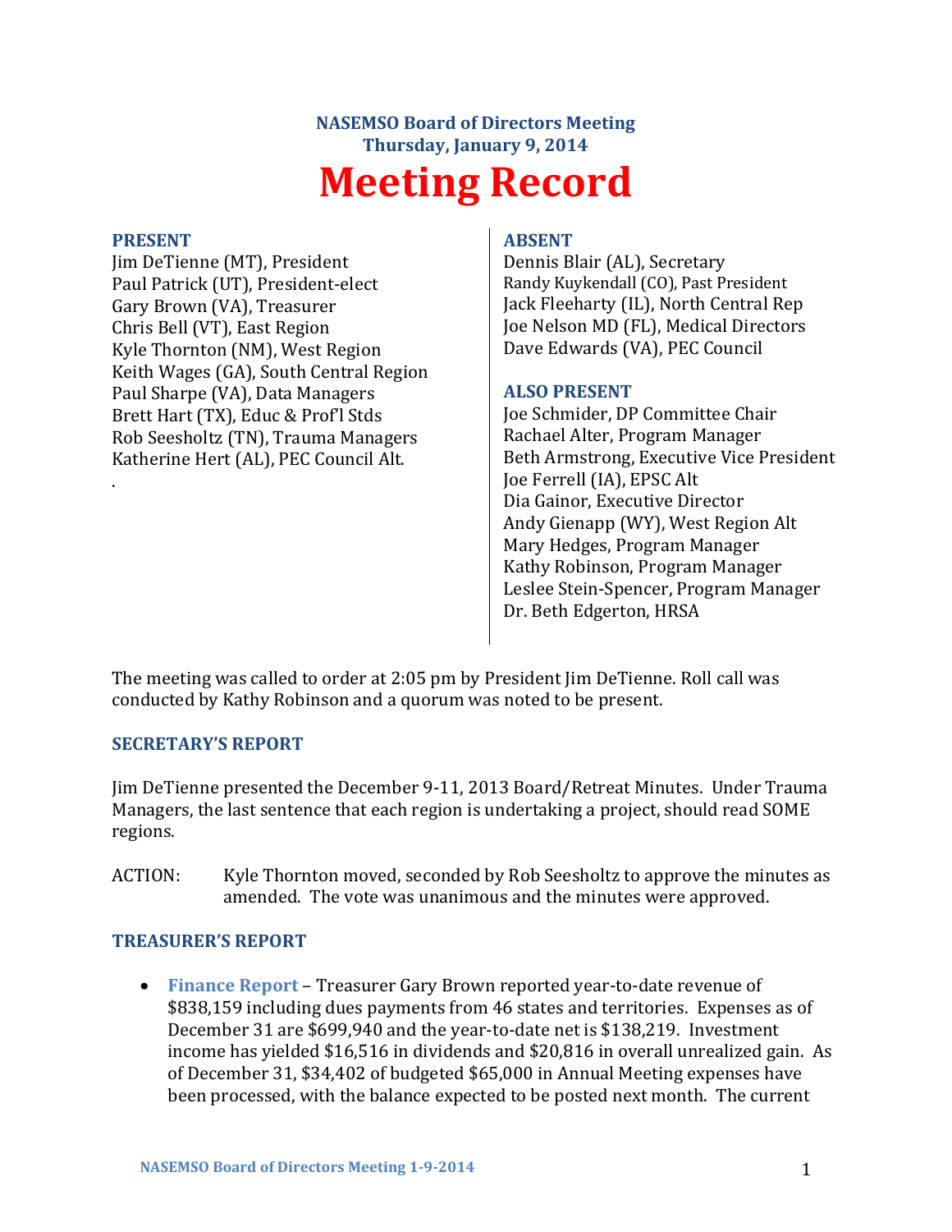# NASEMSO Board of Directors Meeting
## Thursday, January 9, 2014

# Meeting Record

**PRESENT**

Jim DeTienne (MT), President
Paul Patrick (UT), President-elect
Gary Brown (VA), Treasurer
Chris Bell (VT), East Region
Kyle Thornton (NM), West Region
Keith Wages (GA), South Central Region
Paul Sharpe (VA), Data Managers
Brett Hart (TX), Educ & Prof'l Stds
Rob Seesholtz (TN), Trauma Managers
Katherine Hert (AL), PEC Council Alt.
.

**ABSENT**

Dennis Blair (AL), Secretary
Randy Kuykendall (CO), Past President
Jack Fleeharty (IL), North Central Rep
Joe Nelson MD (FL), Medical Directors
Dave Edwards (VA), PEC Council

**ALSO PRESENT**

Joe Schmider, DP Committee Chair
Rachael Alter, Program Manager
Beth Armstrong, Executive Vice President
Joe Ferrell (IA), EPSC Alt
Dia Gainor, Executive Director
Andy Gienapp (WY), West Region Alt
Mary Hedges, Program Manager
Kathy Robinson, Program Manager
Leslee Stein-Spencer, Program Manager
Dr. Beth Edgerton, HRSA

The meeting was called to order at 2:05 pm by President Jim DeTienne. Roll call was conducted by Kathy Robinson and a quorum was noted to be present.

### SECRETARY'S REPORT

Jim DeTienne presented the December 9-11, 2013 Board/Retreat Minutes. Under Trauma Managers, the last sentence that each region is undertaking a project, should read SOME regions.

ACTION: Kyle Thornton moved, seconded by Rob Seesholtz to approve the minutes as amended. The vote was unanimous and the minutes were approved.

### TREASURER'S REPORT

- **Finance Report** – Treasurer Gary Brown reported year-to-date revenue of $838,159 including dues payments from 46 states and territories. Expenses as of December 31 are $699,940 and the year-to-date net is $138,219. Investment income has yielded $16,516 in dividends and $20,816 in overall unrealized gain. As of December 31, $34,402 of budgeted $65,000 in Annual Meeting expenses have been processed, with the balance expected to be posted next month. The current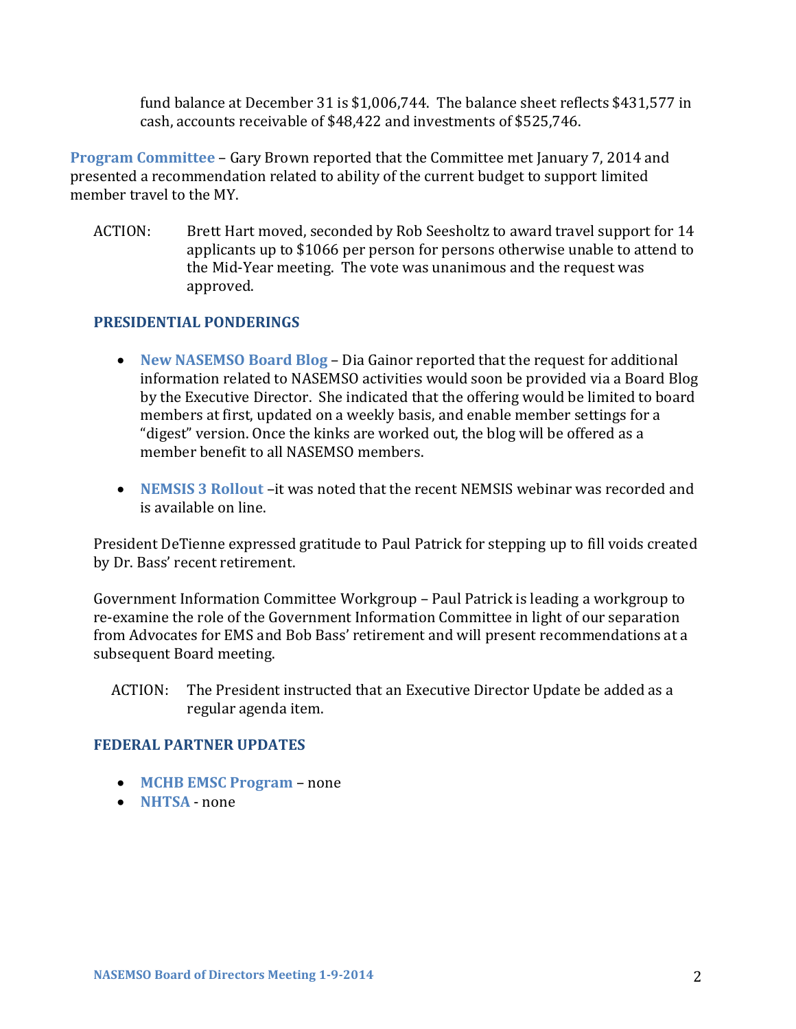fund balance at December 31 is $1,006,744. The balance sheet reflects $431,577 in cash, accounts receivable of $48,422 and investments of $525,746.

**Program Committee** – Gary Brown reported that the Committee met January 7, 2014 and presented a recommendation related to ability of the current budget to support limited member travel to the MY.

ACTION: Brett Hart moved, seconded by Rob Seesholtz to award travel support for 14 applicants up to $1066 per person for persons otherwise unable to attend to the Mid-Year meeting. The vote was unanimous and the request was approved.

## PRESIDENTIAL PONDERINGS

- **New NASEMSO Board Blog** – Dia Gainor reported that the request for additional information related to NASEMSO activities would soon be provided via a Board Blog by the Executive Director. She indicated that the offering would be limited to board members at first, updated on a weekly basis, and enable member settings for a "digest" version. Once the kinks are worked out, the blog will be offered as a member benefit to all NASEMSO members.

- **NEMSIS 3 Rollout** –it was noted that the recent NEMSIS webinar was recorded and is available on line.

President DeTienne expressed gratitude to Paul Patrick for stepping up to fill voids created by Dr. Bass' recent retirement.

Government Information Committee Workgroup – Paul Patrick is leading a workgroup to re-examine the role of the Government Information Committee in light of our separation from Advocates for EMS and Bob Bass' retirement and will present recommendations at a subsequent Board meeting.

ACTION: The President instructed that an Executive Director Update be added as a regular agenda item.

## FEDERAL PARTNER UPDATES

- **MCHB EMSC Program** – none
- **NHTSA** - none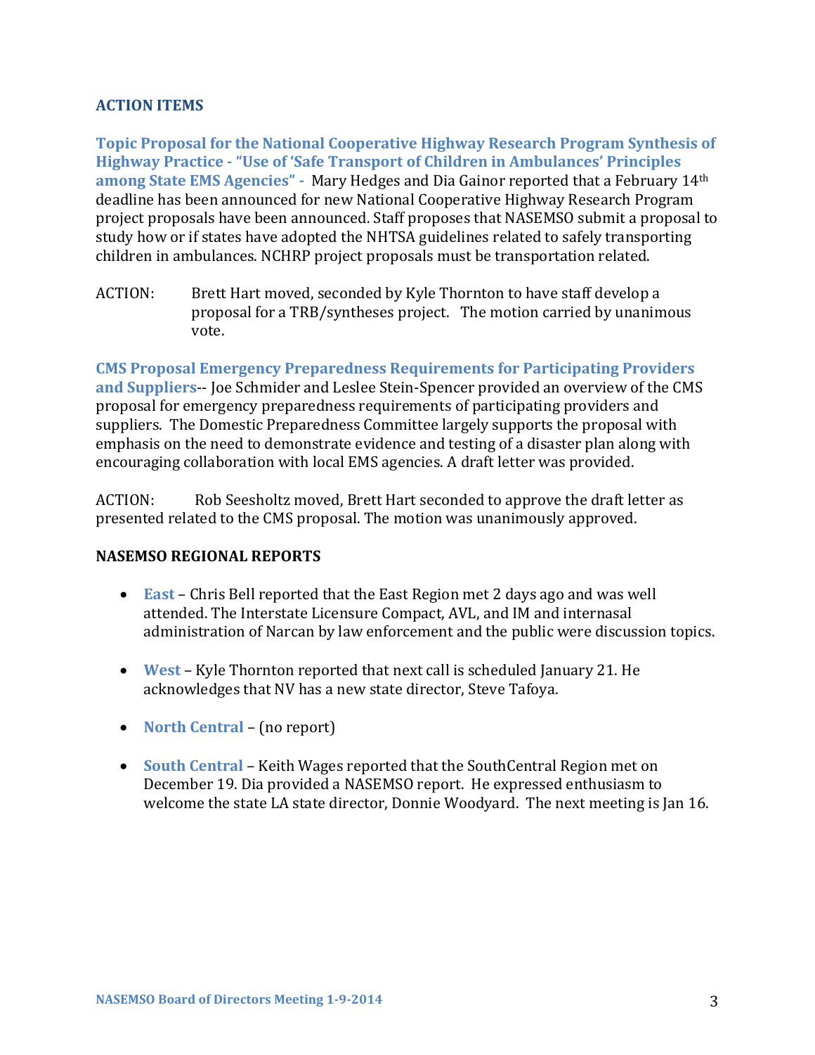## ACTION ITEMS

**Topic Proposal for the National Cooperative Highway Research Program Synthesis of Highway Practice - "Use of 'Safe Transport of Children in Ambulances' Principles among State EMS Agencies" -** Mary Hedges and Dia Gainor reported that a February 14th deadline has been announced for new National Cooperative Highway Research Program project proposals have been announced. Staff proposes that NASEMSO submit a proposal to study how or if states have adopted the NHTSA guidelines related to safely transporting children in ambulances. NCHRP project proposals must be transportation related.

ACTION: Brett Hart moved, seconded by Kyle Thornton to have staff develop a proposal for a TRB/syntheses project. The motion carried by unanimous vote.

**CMS Proposal Emergency Preparedness Requirements for Participating Providers and Suppliers**-- Joe Schmider and Leslee Stein-Spencer provided an overview of the CMS proposal for emergency preparedness requirements of participating providers and suppliers. The Domestic Preparedness Committee largely supports the proposal with emphasis on the need to demonstrate evidence and testing of a disaster plan along with encouraging collaboration with local EMS agencies. A draft letter was provided.

ACTION: Rob Seesholtz moved, Brett Hart seconded to approve the draft letter as presented related to the CMS proposal. The motion was unanimously approved.

## NASEMSO REGIONAL REPORTS

- **East** – Chris Bell reported that the East Region met 2 days ago and was well attended. The Interstate Licensure Compact, AVL, and IM and internasal administration of Narcan by law enforcement and the public were discussion topics.
- **West** – Kyle Thornton reported that next call is scheduled January 21. He acknowledges that NV has a new state director, Steve Tafoya.
- **North Central** – (no report)
- **South Central** – Keith Wages reported that the SouthCentral Region met on December 19. Dia provided a NASEMSO report. He expressed enthusiasm to welcome the state LA state director, Donnie Woodyard. The next meeting is Jan 16.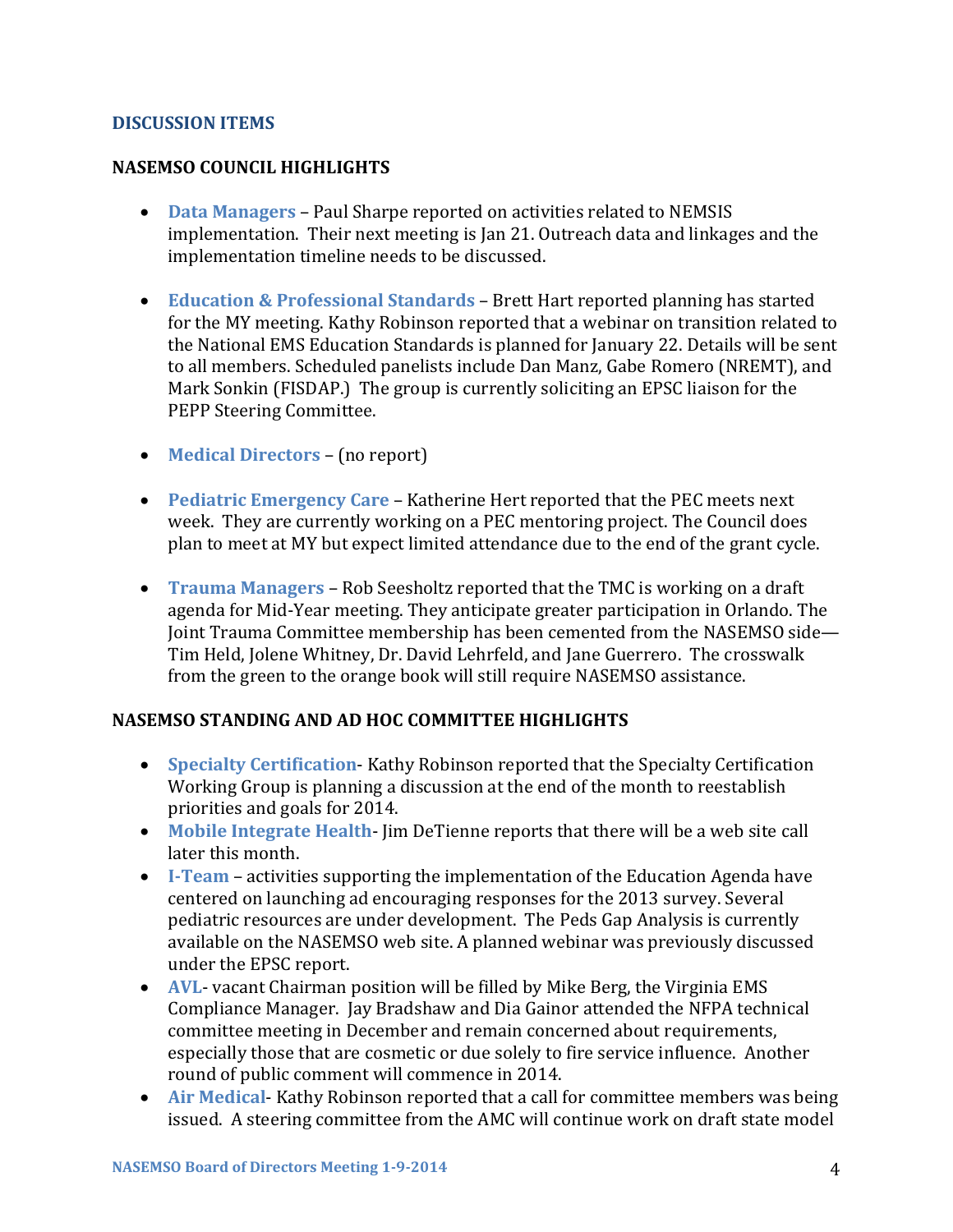## DISCUSSION ITEMS

### NASEMSO COUNCIL HIGHLIGHTS

- **Data Managers** – Paul Sharpe reported on activities related to NEMSIS implementation. Their next meeting is Jan 21. Outreach data and linkages and the implementation timeline needs to be discussed.

- **Education & Professional Standards** – Brett Hart reported planning has started for the MY meeting. Kathy Robinson reported that a webinar on transition related to the National EMS Education Standards is planned for January 22. Details will be sent to all members. Scheduled panelists include Dan Manz, Gabe Romero (NREMT), and Mark Sonkin (FISDAP.) The group is currently soliciting an EPSC liaison for the PEPP Steering Committee.

- **Medical Directors** – (no report)

- **Pediatric Emergency Care** – Katherine Hert reported that the PEC meets next week. They are currently working on a PEC mentoring project. The Council does plan to meet at MY but expect limited attendance due to the end of the grant cycle.

- **Trauma Managers** – Rob Seesholtz reported that the TMC is working on a draft agenda for Mid-Year meeting. They anticipate greater participation in Orlando. The Joint Trauma Committee membership has been cemented from the NASEMSO side—Tim Held, Jolene Whitney, Dr. David Lehrfeld, and Jane Guerrero. The crosswalk from the green to the orange book will still require NASEMSO assistance.

### NASEMSO STANDING AND AD HOC COMMITTEE HIGHLIGHTS

- **Specialty Certification**- Kathy Robinson reported that the Specialty Certification Working Group is planning a discussion at the end of the month to reestablish priorities and goals for 2014.
- **Mobile Integrate Health**- Jim DeTienne reports that there will be a web site call later this month.
- **I-Team** – activities supporting the implementation of the Education Agenda have centered on launching ad encouraging responses for the 2013 survey. Several pediatric resources are under development. The Peds Gap Analysis is currently available on the NASEMSO web site. A planned webinar was previously discussed under the EPSC report.
- **AVL**- vacant Chairman position will be filled by Mike Berg, the Virginia EMS Compliance Manager. Jay Bradshaw and Dia Gainor attended the NFPA technical committee meeting in December and remain concerned about requirements, especially those that are cosmetic or due solely to fire service influence. Another round of public comment will commence in 2014.
- **Air Medical**- Kathy Robinson reported that a call for committee members was being issued. A steering committee from the AMC will continue work on draft state model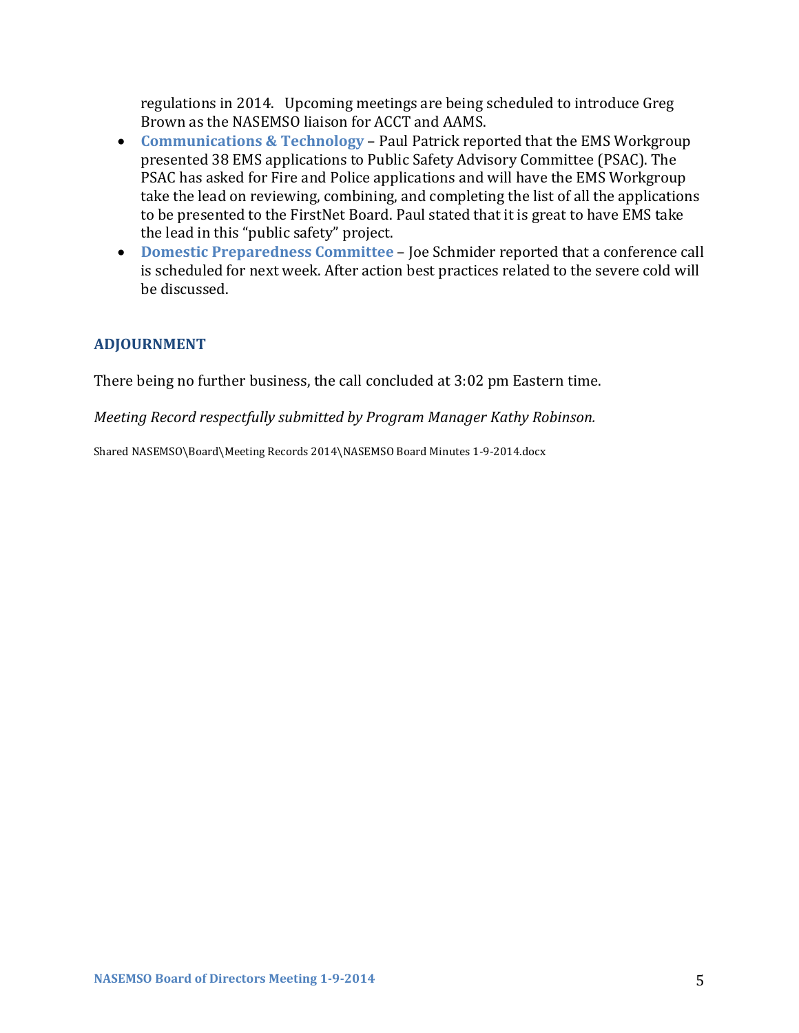regulations in 2014. Upcoming meetings are being scheduled to introduce Greg Brown as the NASEMSO liaison for ACCT and AAMS.

- **Communications & Technology** – Paul Patrick reported that the EMS Workgroup presented 38 EMS applications to Public Safety Advisory Committee (PSAC). The PSAC has asked for Fire and Police applications and will have the EMS Workgroup take the lead on reviewing, combining, and completing the list of all the applications to be presented to the FirstNet Board. Paul stated that it is great to have EMS take the lead in this "public safety" project.
- **Domestic Preparedness Committee** – Joe Schmider reported that a conference call is scheduled for next week. After action best practices related to the severe cold will be discussed.

## ADJOURNMENT

There being no further business, the call concluded at 3:02 pm Eastern time.

*Meeting Record respectfully submitted by Program Manager Kathy Robinson.*

Shared NASEMSO\Board\Meeting Records 2014\NASEMSO Board Minutes 1-9-2014.docx